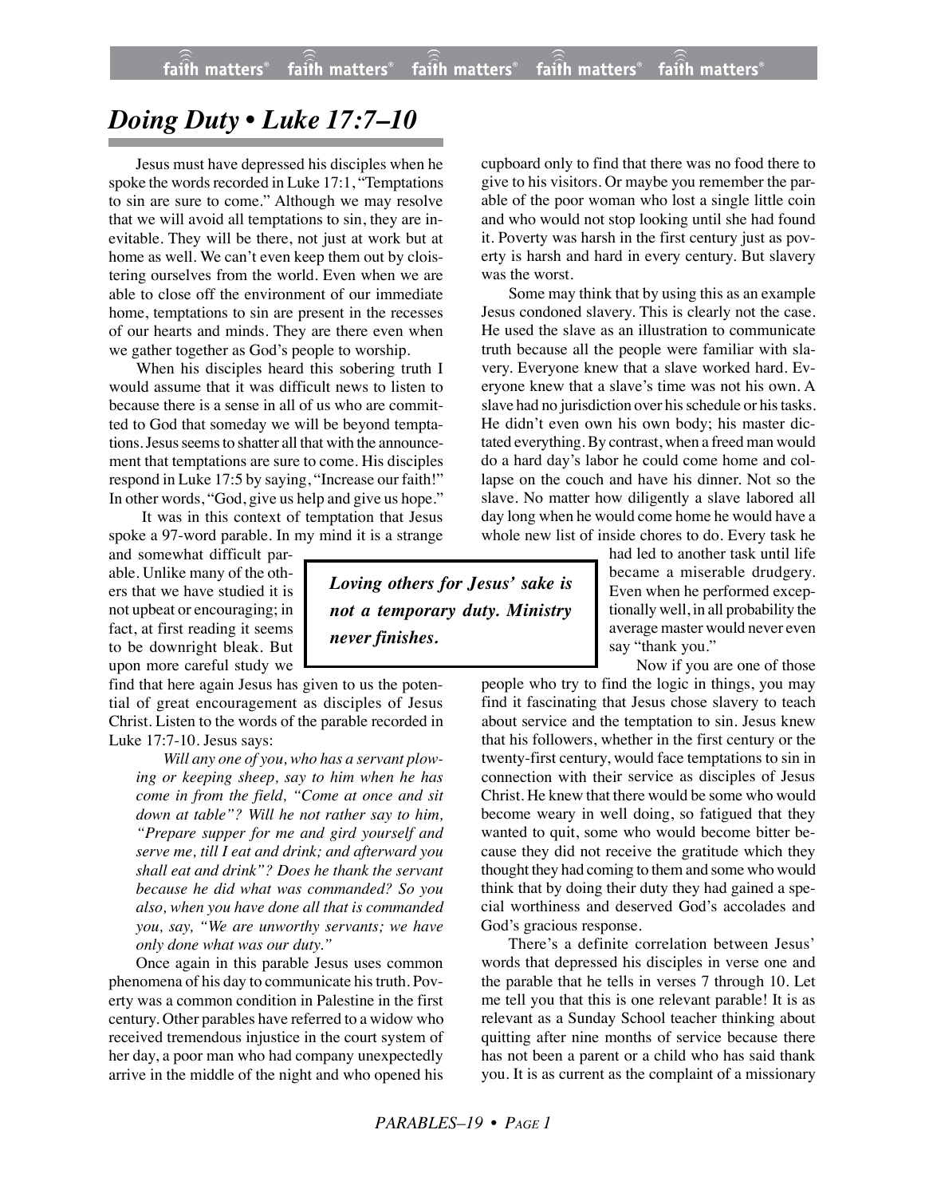# *Doing Duty • Luke 17:7–10*

Jesus must have depressed his disciples when he spoke the words recorded in Luke 17:1, "Temptations to sin are sure to come." Although we may resolve that we will avoid all temptations to sin, they are inevitable. They will be there, not just at work but at home as well. We can't even keep them out by cloistering ourselves from the world. Even when we are able to close off the environment of our immediate home, temptations to sin are present in the recesses of our hearts and minds. They are there even when we gather together as God's people to worship.

When his disciples heard this sobering truth I would assume that it was difficult news to listen to because there is a sense in all of us who are committed to God that someday we will be beyond temptations. Jesus seems to shatter all that with the announcement that temptations are sure to come. His disciples respond in Luke 17:5 by saying, "Increase our faith!" In other words, "God, give us help and give us hope."

It was in this context of temptation that Jesus spoke a 97-word parable. In my mind it is a strange and somewhat difficult parable. Unlike many of the others that we have studied it is not upbeat or encouraging; in fact, at first reading it seems to be downright bleak. But upon more careful study we find that here again Jesus has given to us the potential of great encouragement as disciples of Jesus Christ. Listen to the words of the parable recorded in Luke 17:7-10. Jesus says:

> *Will any one of you, who has a servant plowing or keeping sheep, say to him when he has come in from the field, "Come at once and sit down at table"? Will he not rather say to him, "Prepare supper for me and gird yourself and serve me, till I eat and drink; and afterward you shall eat and drink"? Does he thank the servant because he did what was commanded? So you also, when you have done all that is commanded you, say, "We are unworthy servants; we have only done what was our duty."*

Once again in this parable Jesus uses common phenomena of his day to communicate his truth. Poverty was a common condition in Palestine in the first century. Other parables have referred to a widow who received tremendous injustice in the court system of her day, a poor man who had company unexpectedly arrive in the middle of the night and who opened his cupboard only to find that there was no food there to give to his visitors. Or maybe you remember the parable of the poor woman who lost a single little coin and who would not stop looking until she had found it. Poverty was harsh in the first century just as poverty is harsh and hard in every century. But slavery was the worst.

Some may think that by using this as an example Jesus condoned slavery. This is clearly not the case. He used the slave as an illustration to communicate truth because all the people were familiar with slavery. Everyone knew that a slave worked hard. Everyone knew that a slave's time was not his own. A slave had no jurisdiction over his schedule or his tasks. He didn't even own his own body; his master dictated everything. By contrast, when a freed man would do a hard day's labor he could come home and collapse on the couch and have his dinner. Not so the slave. No matter how diligently a slave labored all day long when he would come home he would have a whole new list of inside chores to do. Every task he had led to another task until life became a miserable drudgery. Even when he performed exceptionally well, in all probability the average master would never even say "thank you."

> ***Loving others for Jesus' sake is not a temporary duty. Ministry never finishes.***

Now if you are one of those people who try to find the logic in things, you may find it fascinating that Jesus chose slavery to teach about service and the temptation to sin. Jesus knew that his followers, whether in the first century or the twenty-first century, would face temptations to sin in connection with their service as disciples of Jesus Christ. He knew that there would be some who would become weary in well doing, so fatigued that they wanted to quit, some who would become bitter because they did not receive the gratitude which they thought they had coming to them and some who would think that by doing their duty they had gained a special worthiness and deserved God's accolades and God's gracious response.

There's a definite correlation between Jesus' words that depressed his disciples in verse one and the parable that he tells in verses 7 through 10. Let me tell you that this is one relevant parable! It is as relevant as a Sunday School teacher thinking about quitting after nine months of service because there has not been a parent or a child who has said thank you. It is as current as the complaint of a missionary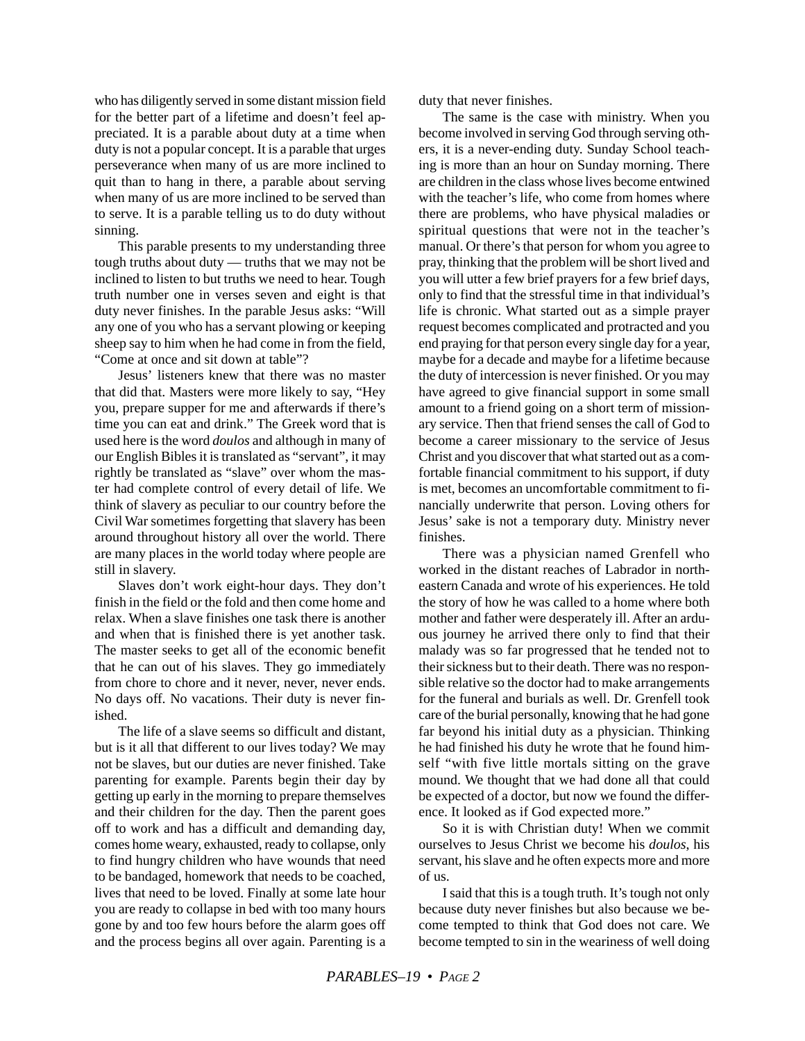who has diligently served in some distant mission field for the better part of a lifetime and doesn't feel appreciated. It is a parable about duty at a time when duty is not a popular concept. It is a parable that urges perseverance when many of us are more inclined to quit than to hang in there, a parable about serving when many of us are more inclined to be served than to serve. It is a parable telling us to do duty without sinning.

This parable presents to my understanding three tough truths about duty — truths that we may not be inclined to listen to but truths we need to hear. Tough truth number one in verses seven and eight is that duty never finishes. In the parable Jesus asks: "Will any one of you who has a servant plowing or keeping sheep say to him when he had come in from the field, "Come at once and sit down at table"?

Jesus' listeners knew that there was no master that did that. Masters were more likely to say, "Hey you, prepare supper for me and afterwards if there's time you can eat and drink." The Greek word that is used here is the word *doulos* and although in many of our English Bibles it is translated as "servant", it may rightly be translated as "slave" over whom the master had complete control of every detail of life. We think of slavery as peculiar to our country before the Civil War sometimes forgetting that slavery has been around throughout history all over the world. There are many places in the world today where people are still in slavery.

Slaves don't work eight-hour days. They don't finish in the field or the fold and then come home and relax. When a slave finishes one task there is another and when that is finished there is yet another task. The master seeks to get all of the economic benefit that he can out of his slaves. They go immediately from chore to chore and it never, never, never ends. No days off. No vacations. Their duty is never finished.

The life of a slave seems so difficult and distant, but is it all that different to our lives today? We may not be slaves, but our duties are never finished. Take parenting for example. Parents begin their day by getting up early in the morning to prepare themselves and their children for the day. Then the parent goes off to work and has a difficult and demanding day, comes home weary, exhausted, ready to collapse, only to find hungry children who have wounds that need to be bandaged, homework that needs to be coached, lives that need to be loved. Finally at some late hour you are ready to collapse in bed with too many hours gone by and too few hours before the alarm goes off and the process begins all over again. Parenting is a duty that never finishes.

The same is the case with ministry. When you become involved in serving God through serving others, it is a never-ending duty. Sunday School teaching is more than an hour on Sunday morning. There are children in the class whose lives become entwined with the teacher's life, who come from homes where there are problems, who have physical maladies or spiritual questions that were not in the teacher's manual. Or there's that person for whom you agree to pray, thinking that the problem will be short lived and you will utter a few brief prayers for a few brief days, only to find that the stressful time in that individual's life is chronic. What started out as a simple prayer request becomes complicated and protracted and you end praying for that person every single day for a year, maybe for a decade and maybe for a lifetime because the duty of intercession is never finished. Or you may have agreed to give financial support in some small amount to a friend going on a short term of missionary service. Then that friend senses the call of God to become a career missionary to the service of Jesus Christ and you discover that what started out as a comfortable financial commitment to his support, if duty is met, becomes an uncomfortable commitment to financially underwrite that person. Loving others for Jesus' sake is not a temporary duty. Ministry never finishes.

There was a physician named Grenfell who worked in the distant reaches of Labrador in northeastern Canada and wrote of his experiences. He told the story of how he was called to a home where both mother and father were desperately ill. After an arduous journey he arrived there only to find that their malady was so far progressed that he tended not to their sickness but to their death. There was no responsible relative so the doctor had to make arrangements for the funeral and burials as well. Dr. Grenfell took care of the burial personally, knowing that he had gone far beyond his initial duty as a physician. Thinking he had finished his duty he wrote that he found himself "with five little mortals sitting on the grave mound. We thought that we had done all that could be expected of a doctor, but now we found the difference. It looked as if God expected more."

So it is with Christian duty! When we commit ourselves to Jesus Christ we become his *doulos*, his servant, his slave and he often expects more and more of us.

I said that this is a tough truth. It's tough not only because duty never finishes but also because we become tempted to think that God does not care. We become tempted to sin in the weariness of well doing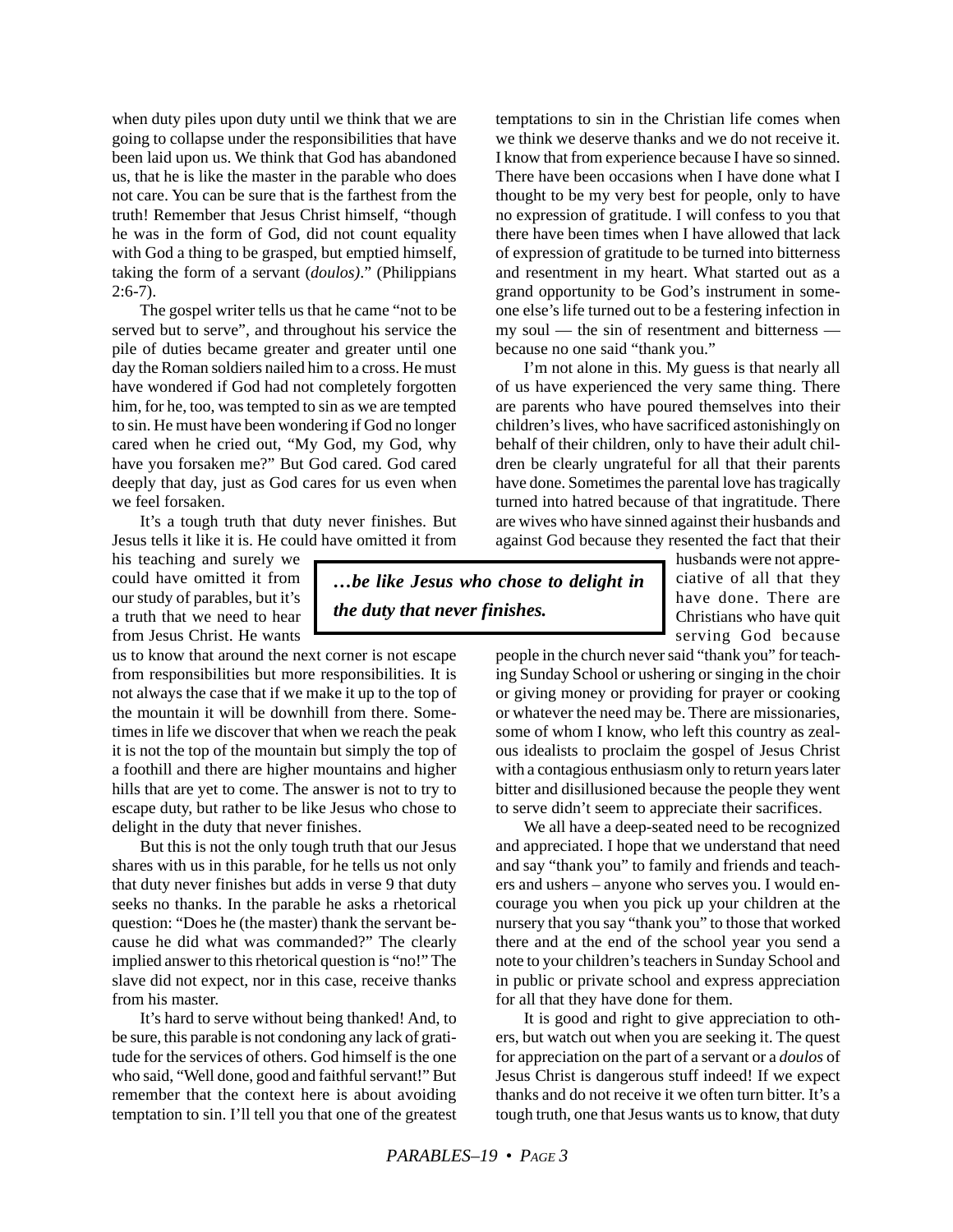when duty piles upon duty until we think that we are going to collapse under the responsibilities that have been laid upon us. We think that God has abandoned us, that he is like the master in the parable who does not care. You can be sure that is the farthest from the truth! Remember that Jesus Christ himself, "though he was in the form of God, did not count equality with God a thing to be grasped, but emptied himself, taking the form of a servant (*doulos)*." (Philippians 2:6-7).

The gospel writer tells us that he came "not to be served but to serve", and throughout his service the pile of duties became greater and greater until one day the Roman soldiers nailed him to a cross. He must have wondered if God had not completely forgotten him, for he, too, was tempted to sin as we are tempted to sin. He must have been wondering if God no longer cared when he cried out, "My God, my God, why have you forsaken me?" But God cared. God cared deeply that day, just as God cares for us even when we feel forsaken.

It's a tough truth that duty never finishes. But Jesus tells it like it is. He could have omitted it from his teaching and surely we could have omitted it from our study of parables, but it's a truth that we need to hear from Jesus Christ. He wants us to know that around the next corner is not escape from responsibilities but more responsibilities. It is not always the case that if we make it up to the top of the mountain it will be downhill from there. Sometimes in life we discover that when we reach the peak it is not the top of the mountain but simply the top of a foothill and there are higher mountains and higher hills that are yet to come. The answer is not to try to escape duty, but rather to be like Jesus who chose to delight in the duty that never finishes.

> ***…be like Jesus who chose to delight in the duty that never finishes.***

But this is not the only tough truth that our Jesus shares with us in this parable, for he tells us not only that duty never finishes but adds in verse 9 that duty seeks no thanks. In the parable he asks a rhetorical question: "Does he (the master) thank the servant because he did what was commanded?" The clearly implied answer to this rhetorical question is "no!" The slave did not expect, nor in this case, receive thanks from his master.

It's hard to serve without being thanked! And, to be sure, this parable is not condoning any lack of gratitude for the services of others. God himself is the one who said, "Well done, good and faithful servant!" But remember that the context here is about avoiding temptation to sin. I'll tell you that one of the greatest temptations to sin in the Christian life comes when we think we deserve thanks and we do not receive it. I know that from experience because I have so sinned. There have been occasions when I have done what I thought to be my very best for people, only to have no expression of gratitude. I will confess to you that there have been times when I have allowed that lack of expression of gratitude to be turned into bitterness and resentment in my heart. What started out as a grand opportunity to be God's instrument in someone else's life turned out to be a festering infection in my soul — the sin of resentment and bitterness — because no one said "thank you."

I'm not alone in this. My guess is that nearly all of us have experienced the very same thing. There are parents who have poured themselves into their children's lives, who have sacrificed astonishingly on behalf of their children, only to have their adult children be clearly ungrateful for all that their parents have done. Sometimes the parental love has tragically turned into hatred because of that ingratitude. There are wives who have sinned against their husbands and against God because they resented the fact that their husbands were not appreciative of all that they have done. There are Christians who have quit serving God because people in the church never said "thank you" for teaching Sunday School or ushering or singing in the choir or giving money or providing for prayer or cooking or whatever the need may be. There are missionaries, some of whom I know, who left this country as zealous idealists to proclaim the gospel of Jesus Christ with a contagious enthusiasm only to return years later bitter and disillusioned because the people they went to serve didn't seem to appreciate their sacrifices.

We all have a deep-seated need to be recognized and appreciated. I hope that we understand that need and say "thank you" to family and friends and teachers and ushers – anyone who serves you. I would encourage you when you pick up your children at the nursery that you say "thank you" to those that worked there and at the end of the school year you send a note to your children's teachers in Sunday School and in public or private school and express appreciation for all that they have done for them.

It is good and right to give appreciation to others, but watch out when you are seeking it. The quest for appreciation on the part of a servant or a *doulos* of Jesus Christ is dangerous stuff indeed! If we expect thanks and do not receive it we often turn bitter. It's a tough truth, one that Jesus wants us to know, that duty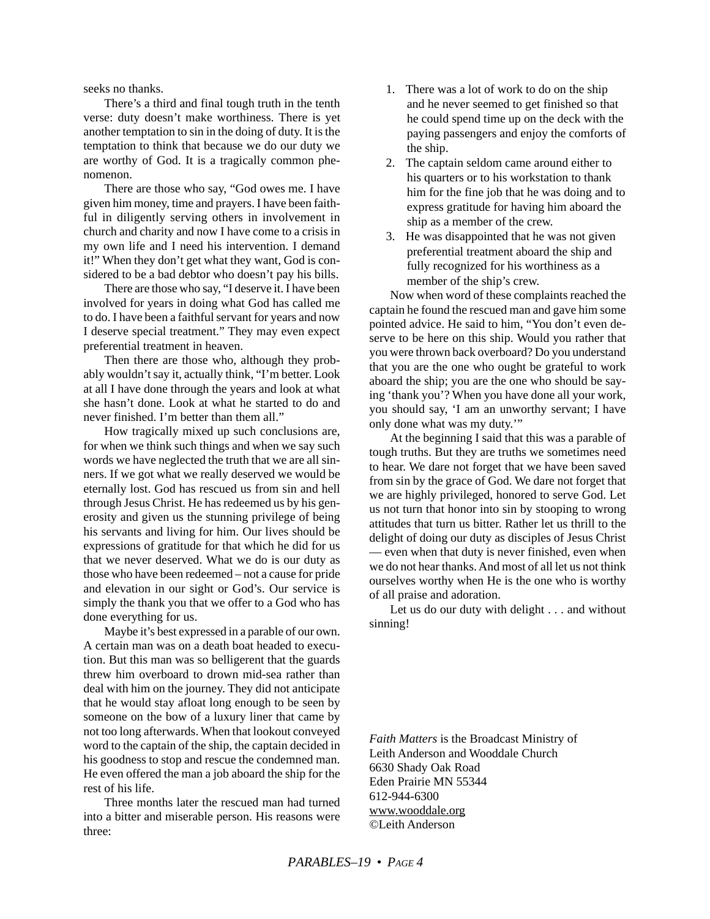seeks no thanks.

There's a third and final tough truth in the tenth verse: duty doesn't make worthiness. There is yet another temptation to sin in the doing of duty. It is the temptation to think that because we do our duty we are worthy of God. It is a tragically common phenomenon.

There are those who say, "God owes me. I have given him money, time and prayers. I have been faithful in diligently serving others in involvement in church and charity and now I have come to a crisis in my own life and I need his intervention. I demand it!" When they don't get what they want, God is considered to be a bad debtor who doesn't pay his bills.

There are those who say, "I deserve it. I have been involved for years in doing what God has called me to do. I have been a faithful servant for years and now I deserve special treatment." They may even expect preferential treatment in heaven.

Then there are those who, although they probably wouldn't say it, actually think, "I'm better. Look at all I have done through the years and look at what she hasn't done. Look at what he started to do and never finished. I'm better than them all."

How tragically mixed up such conclusions are, for when we think such things and when we say such words we have neglected the truth that we are all sinners. If we got what we really deserved we would be eternally lost. God has rescued us from sin and hell through Jesus Christ. He has redeemed us by his generosity and given us the stunning privilege of being his servants and living for him. Our lives should be expressions of gratitude for that which he did for us that we never deserved. What we do is our duty as those who have been redeemed – not a cause for pride and elevation in our sight or God's. Our service is simply the thank you that we offer to a God who has done everything for us.

Maybe it's best expressed in a parable of our own. A certain man was on a death boat headed to execution. But this man was so belligerent that the guards threw him overboard to drown mid-sea rather than deal with him on the journey. They did not anticipate that he would stay afloat long enough to be seen by someone on the bow of a luxury liner that came by not too long afterwards. When that lookout conveyed word to the captain of the ship, the captain decided in his goodness to stop and rescue the condemned man. He even offered the man a job aboard the ship for the rest of his life.

Three months later the rescued man had turned into a bitter and miserable person. His reasons were three:

1. There was a lot of work to do on the ship and he never seemed to get finished so that he could spend time up on the deck with the paying passengers and enjoy the comforts of the ship.
2. The captain seldom came around either to his quarters or to his workstation to thank him for the fine job that he was doing and to express gratitude for having him aboard the ship as a member of the crew.
3. He was disappointed that he was not given preferential treatment aboard the ship and fully recognized for his worthiness as a member of the ship's crew.

Now when word of these complaints reached the captain he found the rescued man and gave him some pointed advice. He said to him, "You don't even deserve to be here on this ship. Would you rather that you were thrown back overboard? Do you understand that you are the one who ought be grateful to work aboard the ship; you are the one who should be saying 'thank you'? When you have done all your work, you should say, 'I am an unworthy servant; I have only done what was my duty.'"

At the beginning I said that this was a parable of tough truths. But they are truths we sometimes need to hear. We dare not forget that we have been saved from sin by the grace of God. We dare not forget that we are highly privileged, honored to serve God. Let us not turn that honor into sin by stooping to wrong attitudes that turn us bitter. Rather let us thrill to the delight of doing our duty as disciples of Jesus Christ — even when that duty is never finished, even when we do not hear thanks. And most of all let us not think ourselves worthy when He is the one who is worthy of all praise and adoration.

Let us do our duty with delight . . . and without sinning!

*Faith Matters* is the Broadcast Ministry of
Leith Anderson and Wooddale Church
6630 Shady Oak Road
Eden Prairie MN 55344
612-944-6300
www.wooddale.org
©Leith Anderson